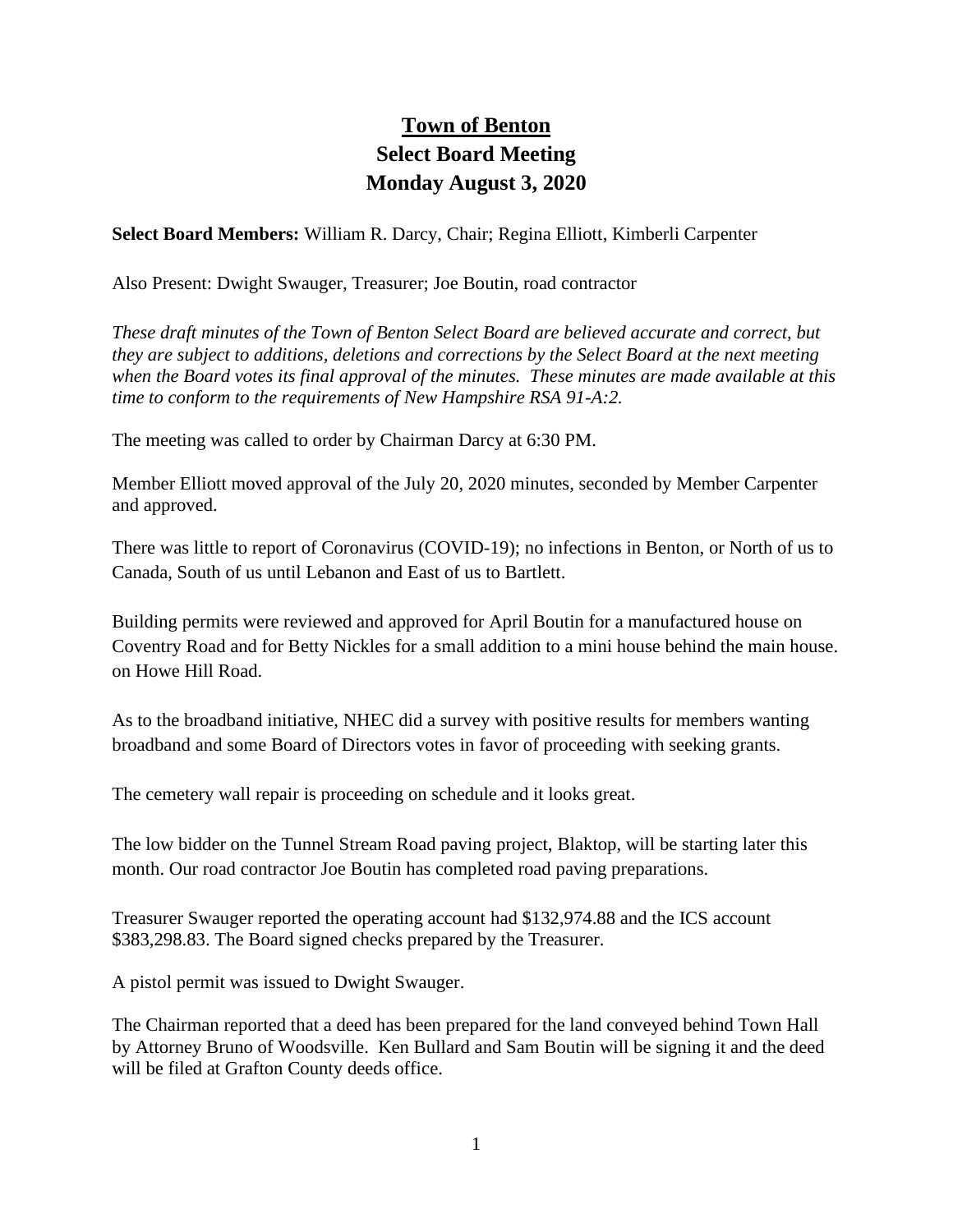# Town of Benton
## Select Board Meeting
## Monday August 3, 2020

**Select Board Members:** William R. Darcy, Chair; Regina Elliott, Kimberli Carpenter

Also Present: Dwight Swauger, Treasurer; Joe Boutin, road contractor

*These draft minutes of the Town of Benton Select Board are believed accurate and correct, but they are subject to additions, deletions and corrections by the Select Board at the next meeting when the Board votes its final approval of the minutes. These minutes are made available at this time to conform to the requirements of New Hampshire RSA 91-A:2.*

The meeting was called to order by Chairman Darcy at 6:30 PM.

Member Elliott moved approval of the July 20, 2020 minutes, seconded by Member Carpenter and approved.

There was little to report of Coronavirus (COVID-19); no infections in Benton, or North of us to Canada, South of us until Lebanon and East of us to Bartlett.

Building permits were reviewed and approved for April Boutin for a manufactured house on Coventry Road and for Betty Nickles for a small addition to a mini house behind the main house. on Howe Hill Road.

As to the broadband initiative, NHEC did a survey with positive results for members wanting broadband and some Board of Directors votes in favor of proceeding with seeking grants.

The cemetery wall repair is proceeding on schedule and it looks great.

The low bidder on the Tunnel Stream Road paving project, Blaktop, will be starting later this month. Our road contractor Joe Boutin has completed road paving preparations.

Treasurer Swauger reported the operating account had $132,974.88 and the ICS account $383,298.83. The Board signed checks prepared by the Treasurer.

A pistol permit was issued to Dwight Swauger.

The Chairman reported that a deed has been prepared for the land conveyed behind Town Hall by Attorney Bruno of Woodsville. Ken Bullard and Sam Boutin will be signing it and the deed will be filed at Grafton County deeds office.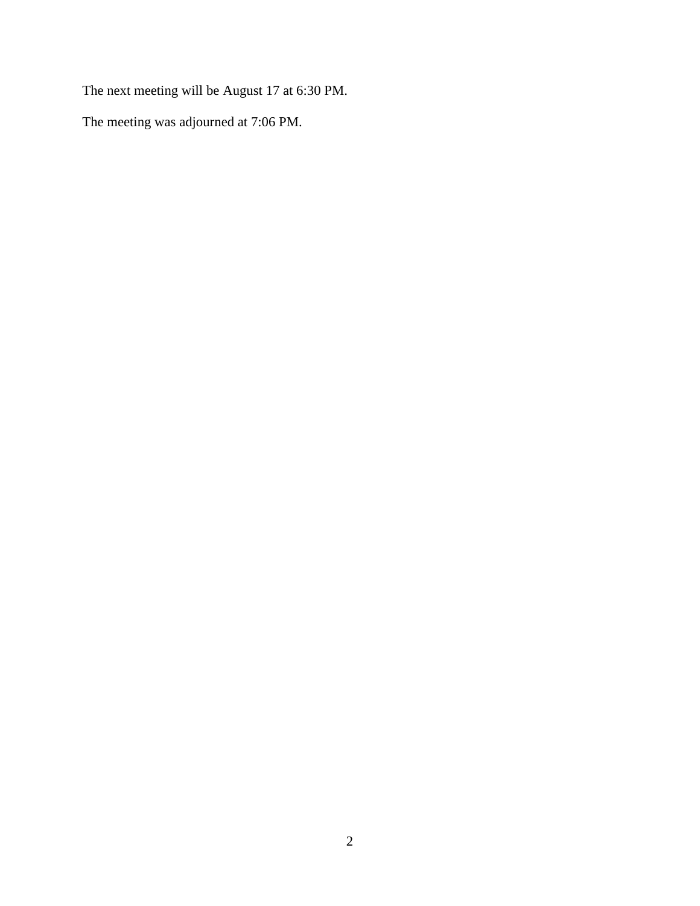The next meeting will be August 17 at 6:30 PM.

The meeting was adjourned at 7:06 PM.